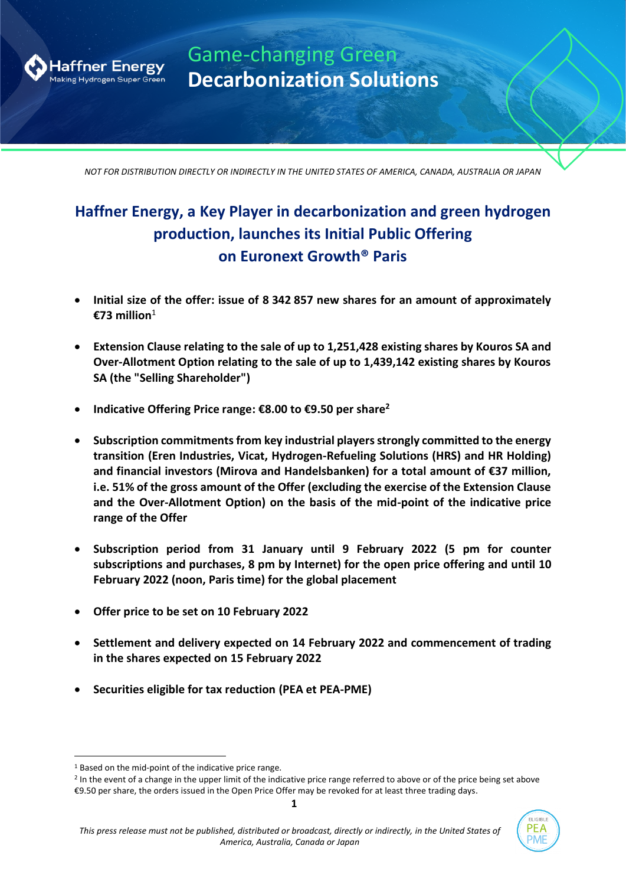NOT FOR DISTRIBUTION DIRECTLY OR INDIRECTLY IN THE UNITED STATES OF AMERICA, CANADA, AUSTRALIA OR JAPAN

# Haffner Energy, a Key Player in decarbonization and green hydrogen production, launches its Initial Public Offering on Euronext Growth® Paris

- **Initial size of the offer: issue of 8 342 857 new shares for an amount of approximately €73 million**[1]
- **Extension Clause relating to the sale of up to 1,251,428 existing shares by Kouros SA and Over-Allotment Option relating to the sale of up to 1,439,142 existing shares by Kouros SA (the "Selling Shareholder")**
- **Indicative Offering Price range: €8.00 to €9.50 per share**[2]
- **Subscription commitments from key industrial players strongly committed to the energy transition (Eren Industries, Vicat, Hydrogen-Refueling Solutions (HRS) and HR Holding) and financial investors (Mirova and Handelsbanken) for a total amount of €37 million, i.e. 51% of the gross amount of the Offer (excluding the exercise of the Extension Clause and the Over-Allotment Option) on the basis of the mid-point of the indicative price range of the Offer**
- **Subscription period from 31 January until 9 February 2022 (5 pm for counter subscriptions and purchases, 8 pm by Internet) for the open price offering and until 10 February 2022 (noon, Paris time) for the global placement**
- **Offer price to be set on 10 February 2022**
- **Settlement and delivery expected on 14 February 2022 and commencement of trading in the shares expected on 15 February 2022**
- **Securities eligible for tax reduction (PEA et PEA-PME)**

[1] Based on the mid-point of the indicative price range.

[2] In the event of a change in the upper limit of the indicative price range referred to above or of the price being set above €9.50 per share, the orders issued in the Open Price Offer may be revoked for at least three trading days.

*This press release must not be published, distributed or broadcast, directly or indirectly, in the United States of America, Australia, Canada or Japan*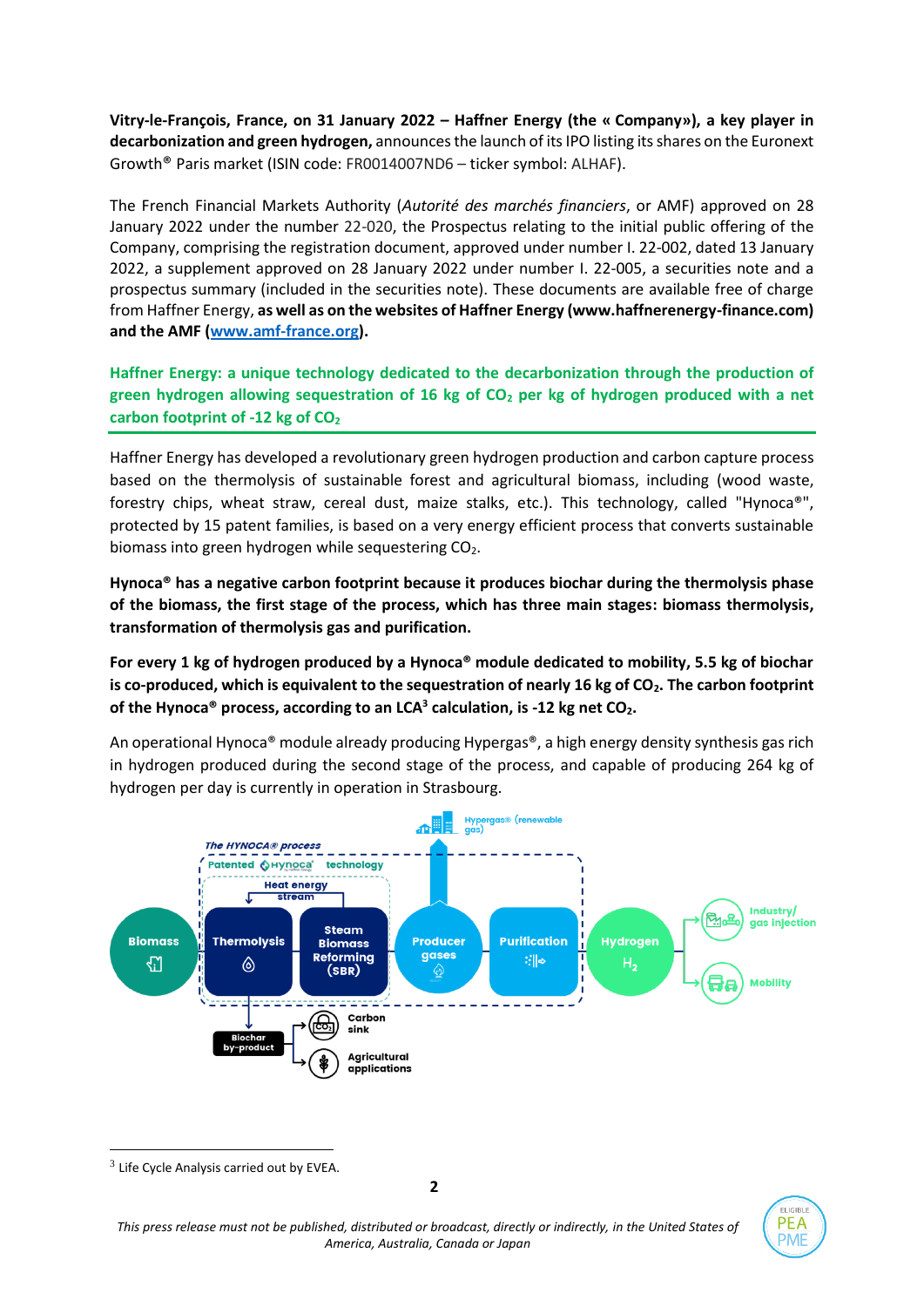**Vitry-le-François, France, on 31 January 2022 – Haffner Energy (the « Company»), a key player in decarbonization and green hydrogen,** announces the launch of its IPO listing its shares on the Euronext Growth® Paris market (ISIN code: FR0014007ND6 – ticker symbol: ALHAF).

The French Financial Markets Authority (*Autorité des marchés financiers*, or AMF) approved on 28 January 2022 under the number 22-020, the Prospectus relating to the initial public offering of the Company, comprising the registration document, approved under number I. 22-002, dated 13 January 2022, a supplement approved on 28 January 2022 under number I. 22-005, a securities note and a prospectus summary (included in the securities note). These documents are available free of charge from Haffner Energy, **as well as on the websites of Haffner Energy (www.haffnerenergy-finance.com) and the AMF ([www.amf-france.org](www.amf-france.org)).**

## Haffner Energy: a unique technology dedicated to the decarbonization through the production of green hydrogen allowing sequestration of 16 kg of $CO_2$ per kg of hydrogen produced with a net carbon footprint of -12 kg of $CO_2$

Haffner Energy has developed a revolutionary green hydrogen production and carbon capture process based on the thermolysis of sustainable forest and agricultural biomass, including (wood waste, forestry chips, wheat straw, cereal dust, maize stalks, etc.). This technology, called "Hynoca®", protected by 15 patent families, is based on a very energy efficient process that converts sustainable biomass into green hydrogen while sequestering $CO_2$.

**Hynoca® has a negative carbon footprint because it produces biochar during the thermolysis phase of the biomass, the first stage of the process, which has three main stages: biomass thermolysis, transformation of thermolysis gas and purification.**

**For every 1 kg of hydrogen produced by a Hynoca® module dedicated to mobility, 5.5 kg of biochar is co-produced, which is equivalent to the sequestration of nearly 16 kg of $CO_2$. The carbon footprint of the Hynoca® process, according to an LCA[3] calculation, is -12 kg net $CO_2$.**

An operational Hynoca® module already producing Hypergas®, a high energy density synthesis gas rich in hydrogen produced during the second stage of the process, and capable of producing 264 kg of hydrogen per day is currently in operation in Strasbourg.

[3] Life Cycle Analysis carried out by EVEA.

*This press release must not be published, distributed or broadcast, directly or indirectly, in the United States of America, Australia, Canada or Japan*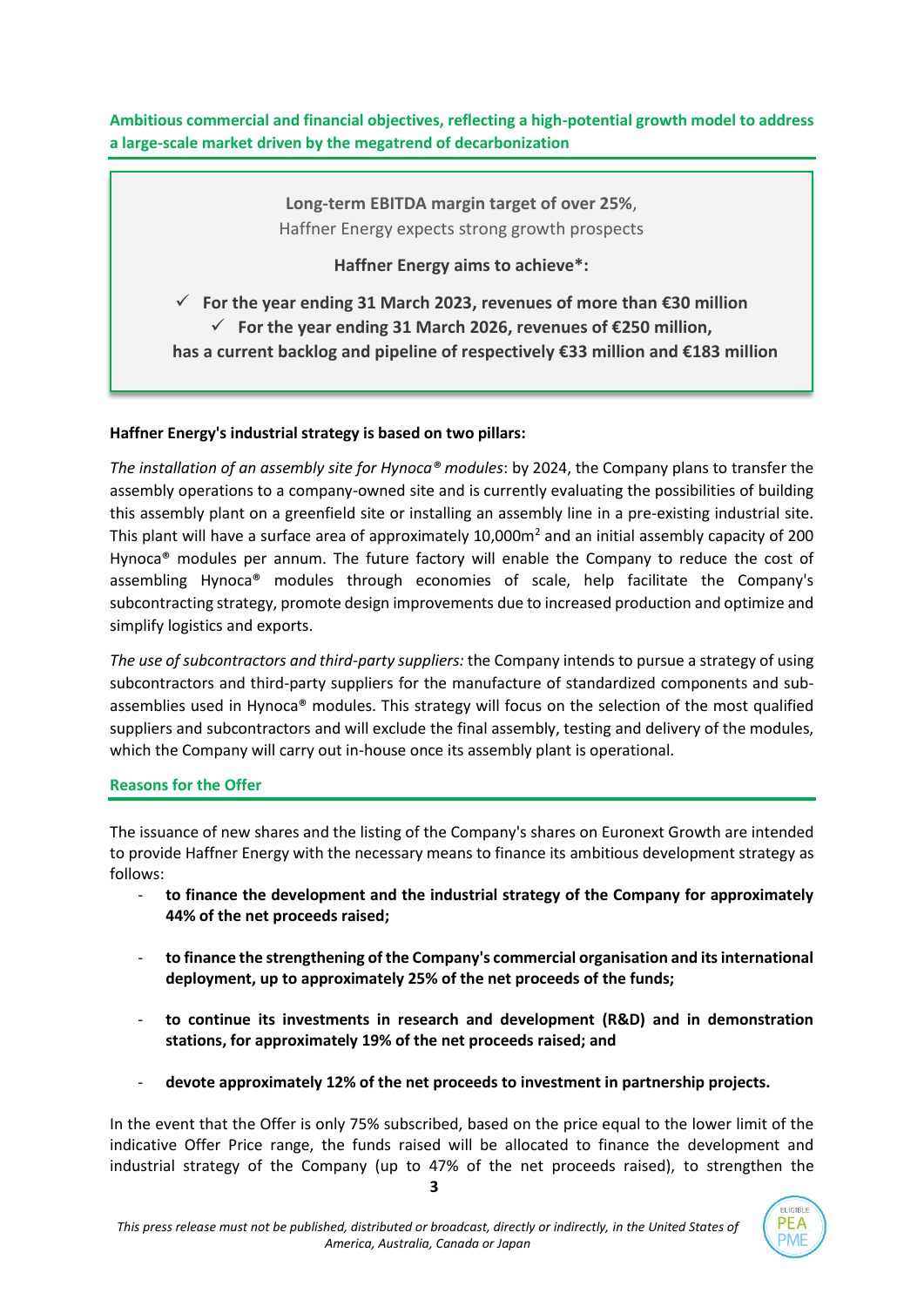## Ambitious commercial and financial objectives, reflecting a high-potential growth model to address a large-scale market driven by the megatrend of decarbonization

> **Long-term EBITDA margin target of over 25%**,
> Haffner Energy expects strong growth prospects
>
> **Haffner Energy aims to achieve*:**
>
> - ✓ **For the year ending 31 March 2023, revenues of more than €30 million**
> - ✓ **For the year ending 31 March 2026, revenues of €250 million,**
>
> **has a current backlog and pipeline of respectively €33 million and €183 million**

**Haffner Energy's industrial strategy is based on two pillars:**

*The installation of an assembly site for Hynoca® modules*: by 2024, the Company plans to transfer the assembly operations to a company-owned site and is currently evaluating the possibilities of building this assembly plant on a greenfield site or installing an assembly line in a pre-existing industrial site. This plant will have a surface area of approximately 10,000m² and an initial assembly capacity of 200 Hynoca® modules per annum. The future factory will enable the Company to reduce the cost of assembling Hynoca® modules through economies of scale, help facilitate the Company's subcontracting strategy, promote design improvements due to increased production and optimize and simplify logistics and exports.

*The use of subcontractors and third-party suppliers:* the Company intends to pursue a strategy of using subcontractors and third-party suppliers for the manufacture of standardized components and sub-assemblies used in Hynoca® modules. This strategy will focus on the selection of the most qualified suppliers and subcontractors and will exclude the final assembly, testing and delivery of the modules, which the Company will carry out in-house once its assembly plant is operational.

## Reasons for the Offer

The issuance of new shares and the listing of the Company's shares on Euronext Growth are intended to provide Haffner Energy with the necessary means to finance its ambitious development strategy as follows:

- **to finance the development and the industrial strategy of the Company for approximately 44% of the net proceeds raised;**
- **to finance the strengthening of the Company's commercial organisation and its international deployment, up to approximately 25% of the net proceeds of the funds;**
- **to continue its investments in research and development (R&D) and in demonstration stations, for approximately 19% of the net proceeds raised; and**
- **devote approximately 12% of the net proceeds to investment in partnership projects.**

In the event that the Offer is only 75% subscribed, based on the price equal to the lower limit of the indicative Offer Price range, the funds raised will be allocated to finance the development and industrial strategy of the Company (up to 47% of the net proceeds raised), to strengthen the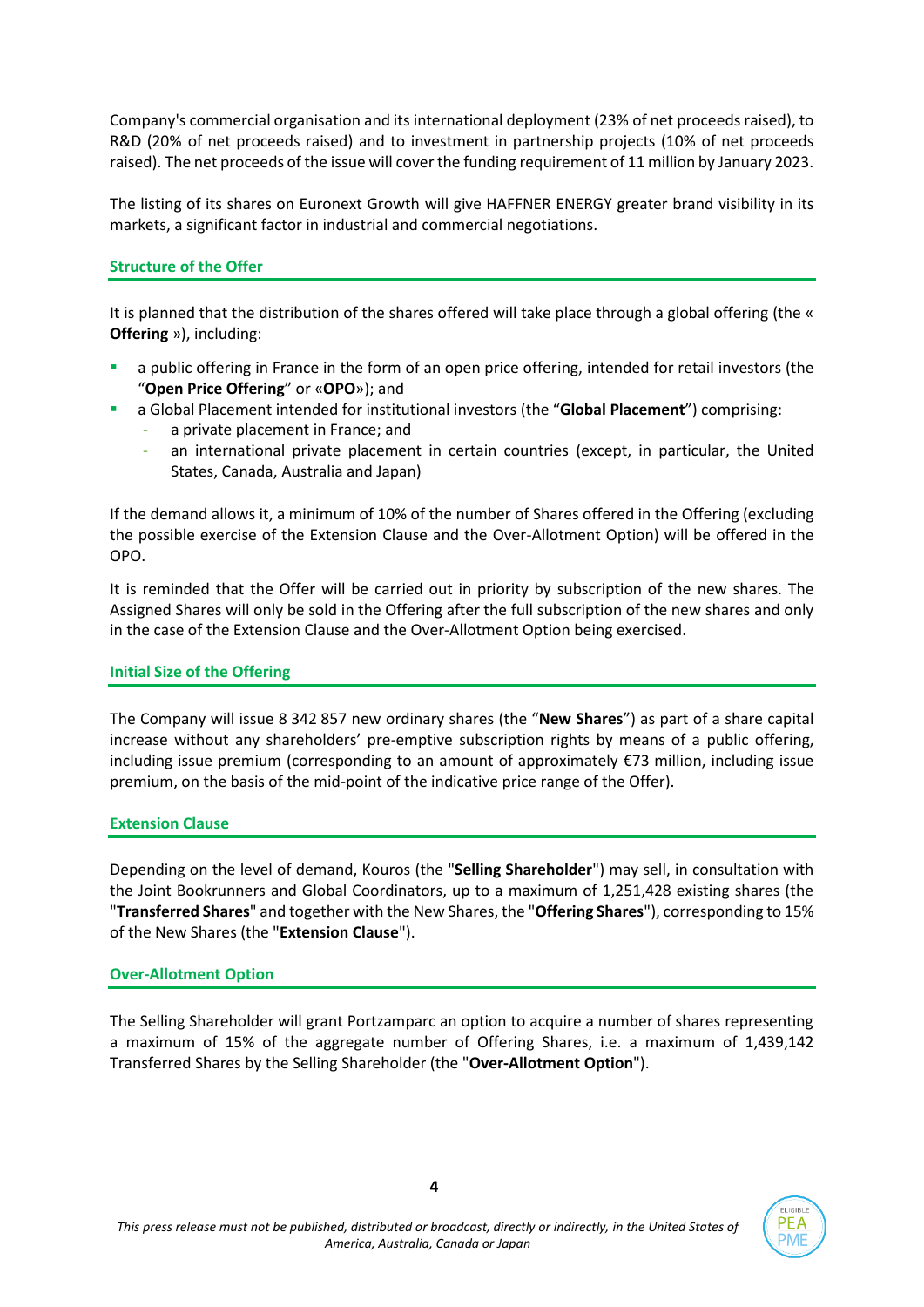Company's commercial organisation and its international deployment (23% of net proceeds raised), to R&D (20% of net proceeds raised) and to investment in partnership projects (10% of net proceeds raised). The net proceeds of the issue will cover the funding requirement of 11 million by January 2023.

The listing of its shares on Euronext Growth will give HAFFNER ENERGY greater brand visibility in its markets, a significant factor in industrial and commercial negotiations.

## Structure of the Offer

It is planned that the distribution of the shares offered will take place through a global offering (the « **Offering** »), including:

- a public offering in France in the form of an open price offering, intended for retail investors (the "**Open Price Offering**" or «**OPO**»); and
- a Global Placement intended for institutional investors (the "**Global Placement**") comprising:
  - a private placement in France; and
  - an international private placement in certain countries (except, in particular, the United States, Canada, Australia and Japan)

If the demand allows it, a minimum of 10% of the number of Shares offered in the Offering (excluding the possible exercise of the Extension Clause and the Over-Allotment Option) will be offered in the OPO.

It is reminded that the Offer will be carried out in priority by subscription of the new shares. The Assigned Shares will only be sold in the Offering after the full subscription of the new shares and only in the case of the Extension Clause and the Over-Allotment Option being exercised.

## Initial Size of the Offering

The Company will issue 8 342 857 new ordinary shares (the "**New Shares**") as part of a share capital increase without any shareholders' pre-emptive subscription rights by means of a public offering, including issue premium (corresponding to an amount of approximately €73 million, including issue premium, on the basis of the mid-point of the indicative price range of the Offer).

## Extension Clause

Depending on the level of demand, Kouros (the "**Selling Shareholder**") may sell, in consultation with the Joint Bookrunners and Global Coordinators, up to a maximum of 1,251,428 existing shares (the "**Transferred Shares**" and together with the New Shares, the "**Offering Shares**"), corresponding to 15% of the New Shares (the "**Extension Clause**").

## Over-Allotment Option

The Selling Shareholder will grant Portzamparc an option to acquire a number of shares representing a maximum of 15% of the aggregate number of Offering Shares, i.e. a maximum of 1,439,142 Transferred Shares by the Selling Shareholder (the "**Over-Allotment Option**").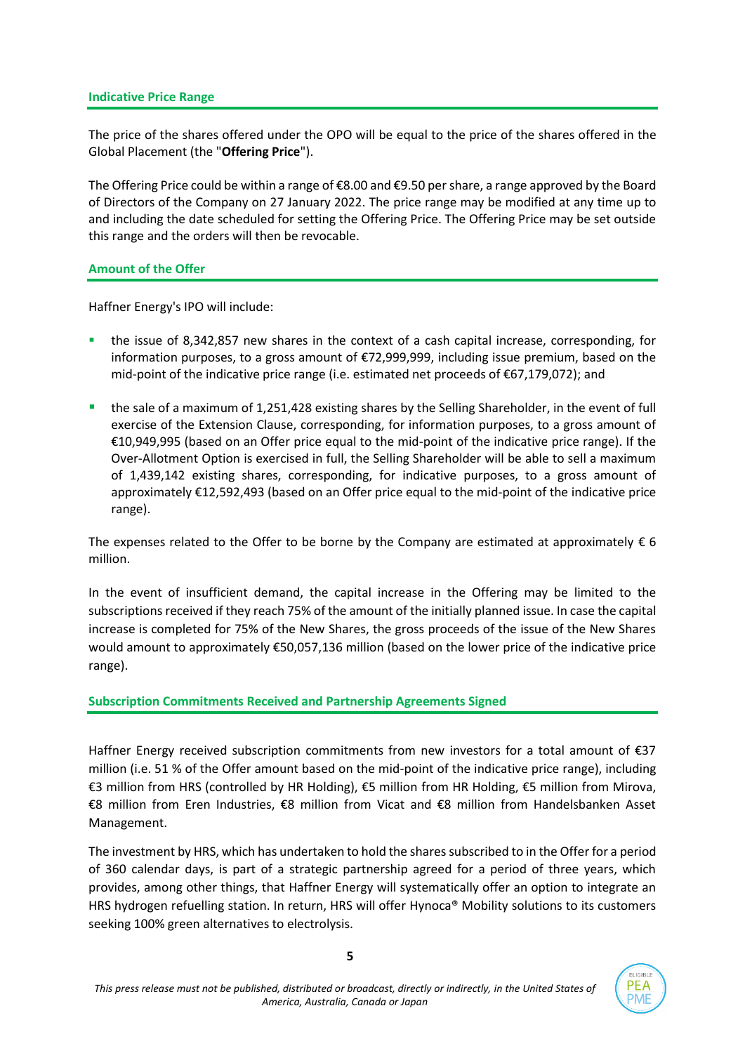## Indicative Price Range

The price of the shares offered under the OPO will be equal to the price of the shares offered in the Global Placement (the "**Offering Price**").

The Offering Price could be within a range of €8.00 and €9.50 per share, a range approved by the Board of Directors of the Company on 27 January 2022. The price range may be modified at any time up to and including the date scheduled for setting the Offering Price. The Offering Price may be set outside this range and the orders will then be revocable.

## Amount of the Offer

Haffner Energy's IPO will include:

- the issue of 8,342,857 new shares in the context of a cash capital increase, corresponding, for information purposes, to a gross amount of €72,999,999, including issue premium, based on the mid-point of the indicative price range (i.e. estimated net proceeds of €67,179,072); and
- the sale of a maximum of 1,251,428 existing shares by the Selling Shareholder, in the event of full exercise of the Extension Clause, corresponding, for information purposes, to a gross amount of €10,949,995 (based on an Offer price equal to the mid-point of the indicative price range). If the Over-Allotment Option is exercised in full, the Selling Shareholder will be able to sell a maximum of 1,439,142 existing shares, corresponding, for indicative purposes, to a gross amount of approximately €12,592,493 (based on an Offer price equal to the mid-point of the indicative price range).

The expenses related to the Offer to be borne by the Company are estimated at approximately € 6 million.

In the event of insufficient demand, the capital increase in the Offering may be limited to the subscriptions received if they reach 75% of the amount of the initially planned issue. In case the capital increase is completed for 75% of the New Shares, the gross proceeds of the issue of the New Shares would amount to approximately €50,057,136 million (based on the lower price of the indicative price range).

## Subscription Commitments Received and Partnership Agreements Signed

Haffner Energy received subscription commitments from new investors for a total amount of €37 million (i.e. 51 % of the Offer amount based on the mid-point of the indicative price range), including €3 million from HRS (controlled by HR Holding), €5 million from HR Holding, €5 million from Mirova, €8 million from Eren Industries, €8 million from Vicat and €8 million from Handelsbanken Asset Management.

The investment by HRS, which has undertaken to hold the shares subscribed to in the Offer for a period of 360 calendar days, is part of a strategic partnership agreed for a period of three years, which provides, among other things, that Haffner Energy will systematically offer an option to integrate an HRS hydrogen refuelling station. In return, HRS will offer Hynoca® Mobility solutions to its customers seeking 100% green alternatives to electrolysis.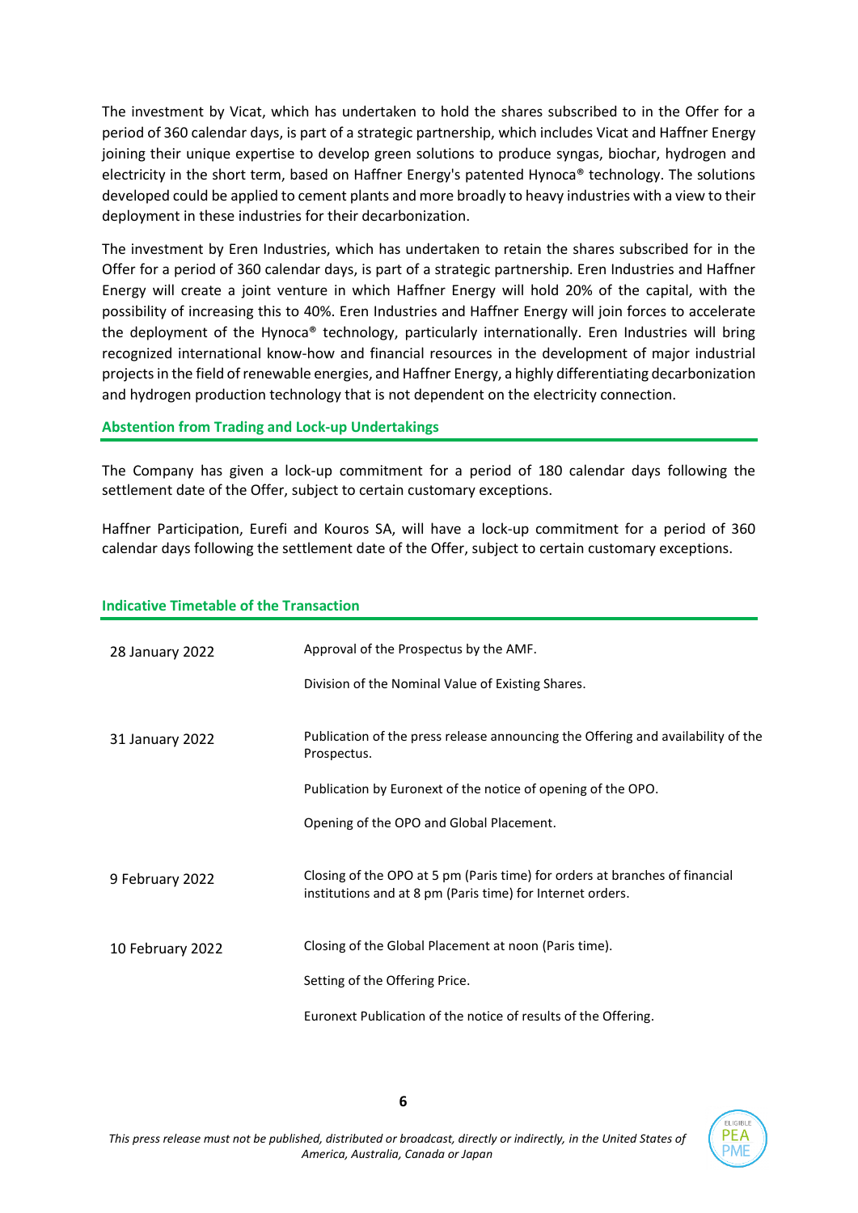The investment by Vicat, which has undertaken to hold the shares subscribed to in the Offer for a period of 360 calendar days, is part of a strategic partnership, which includes Vicat and Haffner Energy joining their unique expertise to develop green solutions to produce syngas, biochar, hydrogen and electricity in the short term, based on Haffner Energy's patented Hynoca® technology. The solutions developed could be applied to cement plants and more broadly to heavy industries with a view to their deployment in these industries for their decarbonization.

The investment by Eren Industries, which has undertaken to retain the shares subscribed for in the Offer for a period of 360 calendar days, is part of a strategic partnership. Eren Industries and Haffner Energy will create a joint venture in which Haffner Energy will hold 20% of the capital, with the possibility of increasing this to 40%. Eren Industries and Haffner Energy will join forces to accelerate the deployment of the Hynoca® technology, particularly internationally. Eren Industries will bring recognized international know-how and financial resources in the development of major industrial projects in the field of renewable energies, and Haffner Energy, a highly differentiating decarbonization and hydrogen production technology that is not dependent on the electricity connection.

## Abstention from Trading and Lock-up Undertakings

The Company has given a lock-up commitment for a period of 180 calendar days following the settlement date of the Offer, subject to certain customary exceptions.

Haffner Participation, Eurefi and Kouros SA, will have a lock-up commitment for a period of 360 calendar days following the settlement date of the Offer, subject to certain customary exceptions.

## Indicative Timetable of the Transaction

| | |
|---|---|
| 28 January 2022 | Approval of the Prospectus by the AMF.<br><br>Division of the Nominal Value of Existing Shares. |
| 31 January 2022 | Publication of the press release announcing the Offering and availability of the Prospectus.<br><br>Publication by Euronext of the notice of opening of the OPO.<br><br>Opening of the OPO and Global Placement. |
| 9 February 2022 | Closing of the OPO at 5 pm (Paris time) for orders at branches of financial institutions and at 8 pm (Paris time) for Internet orders. |
| 10 February 2022 | Closing of the Global Placement at noon (Paris time).<br><br>Setting of the Offering Price.<br><br>Euronext Publication of the notice of results of the Offering. |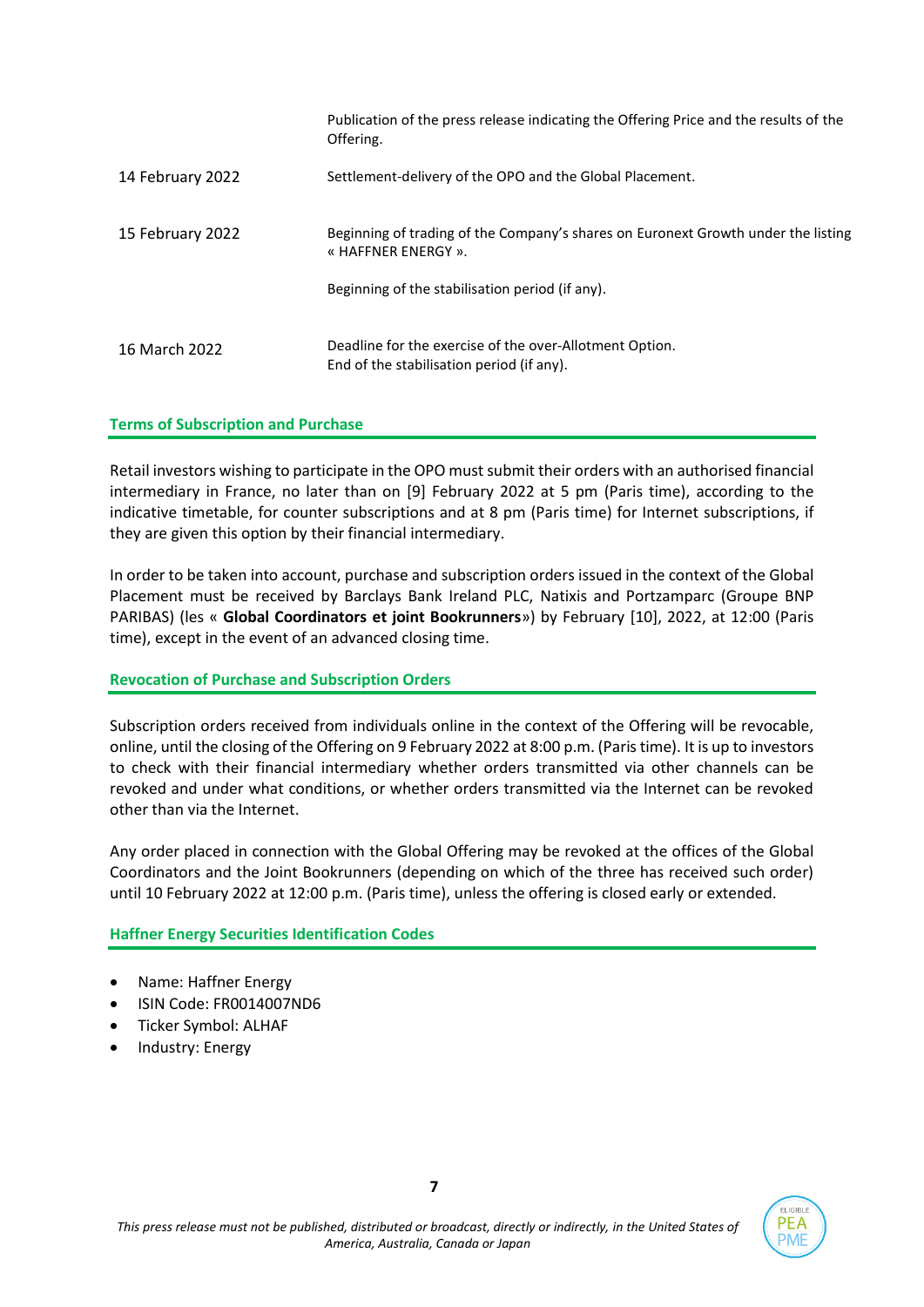| | |
|---|---|
| | Publication of the press release indicating the Offering Price and the results of the Offering. |
| 14 February 2022 | Settlement-delivery of the OPO and the Global Placement. |
| 15 February 2022 | Beginning of trading of the Company's shares on Euronext Growth under the listing « HAFFNER ENERGY ».<br><br>Beginning of the stabilisation period (if any). |
| 16 March 2022 | Deadline for the exercise of the over-Allotment Option.<br>End of the stabilisation period (if any). |

## Terms of Subscription and Purchase

Retail investors wishing to participate in the OPO must submit their orders with an authorised financial intermediary in France, no later than on [9] February 2022 at 5 pm (Paris time), according to the indicative timetable, for counter subscriptions and at 8 pm (Paris time) for Internet subscriptions, if they are given this option by their financial intermediary.

In order to be taken into account, purchase and subscription orders issued in the context of the Global Placement must be received by Barclays Bank Ireland PLC, Natixis and Portzamparc (Groupe BNP PARIBAS) (les « **Global Coordinators et joint Bookrunners**») by February [10], 2022, at 12:00 (Paris time), except in the event of an advanced closing time.

## Revocation of Purchase and Subscription Orders

Subscription orders received from individuals online in the context of the Offering will be revocable, online, until the closing of the Offering on 9 February 2022 at 8:00 p.m. (Paris time). It is up to investors to check with their financial intermediary whether orders transmitted via other channels can be revoked and under what conditions, or whether orders transmitted via the Internet can be revoked other than via the Internet.

Any order placed in connection with the Global Offering may be revoked at the offices of the Global Coordinators and the Joint Bookrunners (depending on which of the three has received such order) until 10 February 2022 at 12:00 p.m. (Paris time), unless the offering is closed early or extended.

## Haffner Energy Securities Identification Codes

- Name: Haffner Energy
- ISIN Code: FR0014007ND6
- Ticker Symbol: ALHAF
- Industry: Energy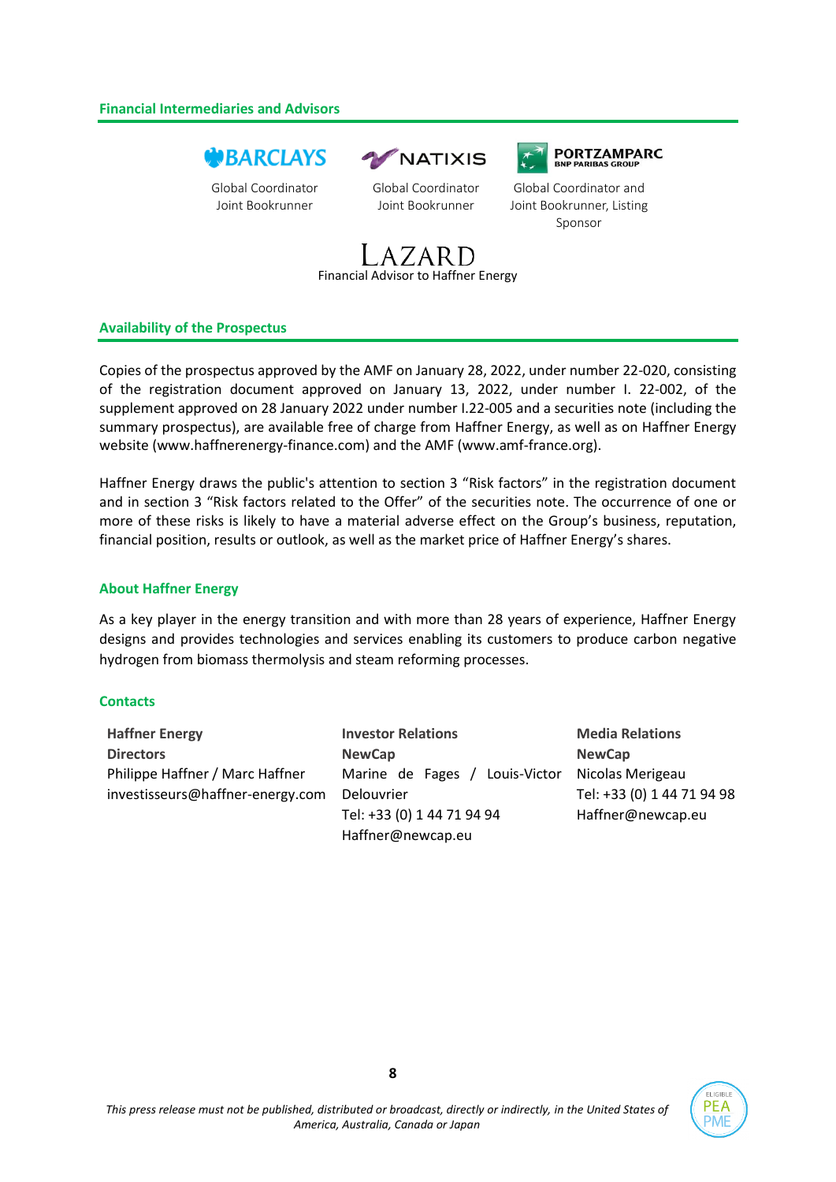## Financial Intermediaries and Advisors

| BARCLAYS | NATIXIS | PORTZAMPARC BNP PARIBAS GROUP |
|---|---|---|
| Global Coordinator Joint Bookrunner | Global Coordinator Joint Bookrunner | Global Coordinator and Joint Bookrunner, Listing Sponsor |

LAZARD
Financial Advisor to Haffner Energy

## Availability of the Prospectus

Copies of the prospectus approved by the AMF on January 28, 2022, under number 22-020, consisting of the registration document approved on January 13, 2022, under number I. 22-002, of the supplement approved on 28 January 2022 under number I.22-005 and a securities note (including the summary prospectus), are available free of charge from Haffner Energy, as well as on Haffner Energy website (www.haffnerenergy-finance.com) and the AMF (www.amf-france.org).

Haffner Energy draws the public's attention to section 3 "Risk factors" in the registration document and in section 3 "Risk factors related to the Offer" of the securities note. The occurrence of one or more of these risks is likely to have a material adverse effect on the Group's business, reputation, financial position, results or outlook, as well as the market price of Haffner Energy's shares.

## About Haffner Energy

As a key player in the energy transition and with more than 28 years of experience, Haffner Energy designs and provides technologies and services enabling its customers to produce carbon negative hydrogen from biomass thermolysis and steam reforming processes.

## Contacts

| **Haffner Energy** | **Investor Relations** | **Media Relations** |
|---|---|---|
| **Directors** | **NewCap** | **NewCap** |
| Philippe Haffner / Marc Haffner | Marine de Fages / Louis-Victor Delouvrier | Nicolas Merigeau |
| investisseurs@haffner-energy.com | Tel: +33 (0) 1 44 71 94 94 | Tel: +33 (0) 1 44 71 94 98 |
| | Haffner@newcap.eu | Haffner@newcap.eu |

*This press release must not be published, distributed or broadcast, directly or indirectly, in the United States of America, Australia, Canada or Japan*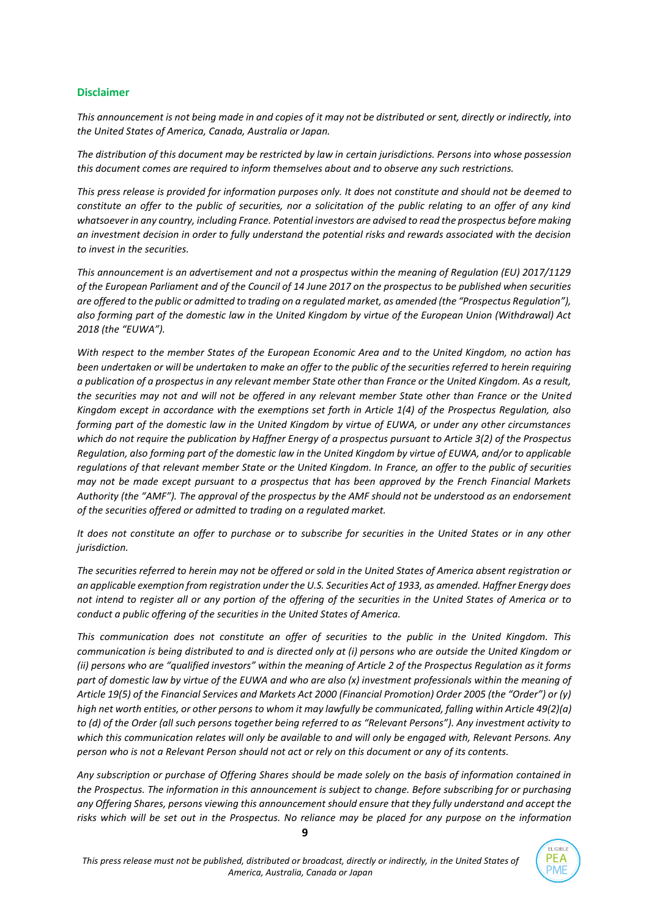## Disclaimer

*This announcement is not being made in and copies of it may not be distributed or sent, directly or indirectly, into the United States of America, Canada, Australia or Japan.*

*The distribution of this document may be restricted by law in certain jurisdictions. Persons into whose possession this document comes are required to inform themselves about and to observe any such restrictions.*

*This press release is provided for information purposes only. It does not constitute and should not be deemed to constitute an offer to the public of securities, nor a solicitation of the public relating to an offer of any kind whatsoever in any country, including France. Potential investors are advised to read the prospectus before making an investment decision in order to fully understand the potential risks and rewards associated with the decision to invest in the securities.*

*This announcement is an advertisement and not a prospectus within the meaning of Regulation (EU) 2017/1129 of the European Parliament and of the Council of 14 June 2017 on the prospectus to be published when securities are offered to the public or admitted to trading on a regulated market, as amended (the "Prospectus Regulation"), also forming part of the domestic law in the United Kingdom by virtue of the European Union (Withdrawal) Act 2018 (the "EUWA").*

*With respect to the member States of the European Economic Area and to the United Kingdom, no action has been undertaken or will be undertaken to make an offer to the public of the securities referred to herein requiring a publication of a prospectus in any relevant member State other than France or the United Kingdom. As a result, the securities may not and will not be offered in any relevant member State other than France or the United Kingdom except in accordance with the exemptions set forth in Article 1(4) of the Prospectus Regulation, also forming part of the domestic law in the United Kingdom by virtue of EUWA, or under any other circumstances which do not require the publication by Haffner Energy of a prospectus pursuant to Article 3(2) of the Prospectus Regulation, also forming part of the domestic law in the United Kingdom by virtue of EUWA, and/or to applicable regulations of that relevant member State or the United Kingdom. In France, an offer to the public of securities may not be made except pursuant to a prospectus that has been approved by the French Financial Markets Authority (the "AMF"). The approval of the prospectus by the AMF should not be understood as an endorsement of the securities offered or admitted to trading on a regulated market.*

*It does not constitute an offer to purchase or to subscribe for securities in the United States or in any other jurisdiction.*

*The securities referred to herein may not be offered or sold in the United States of America absent registration or an applicable exemption from registration under the U.S. Securities Act of 1933, as amended. Haffner Energy does not intend to register all or any portion of the offering of the securities in the United States of America or to conduct a public offering of the securities in the United States of America.*

*This communication does not constitute an offer of securities to the public in the United Kingdom. This communication is being distributed to and is directed only at (i) persons who are outside the United Kingdom or (ii) persons who are "qualified investors" within the meaning of Article 2 of the Prospectus Regulation as it forms part of domestic law by virtue of the EUWA and who are also (x) investment professionals within the meaning of Article 19(5) of the Financial Services and Markets Act 2000 (Financial Promotion) Order 2005 (the "Order") or (y) high net worth entities, or other persons to whom it may lawfully be communicated, falling within Article 49(2)(a) to (d) of the Order (all such persons together being referred to as "Relevant Persons"). Any investment activity to which this communication relates will only be available to and will only be engaged with, Relevant Persons. Any person who is not a Relevant Person should not act or rely on this document or any of its contents.*

*Any subscription or purchase of Offering Shares should be made solely on the basis of information contained in the Prospectus. The information in this announcement is subject to change. Before subscribing for or purchasing any Offering Shares, persons viewing this announcement should ensure that they fully understand and accept the risks which will be set out in the Prospectus. No reliance may be placed for any purpose on the information*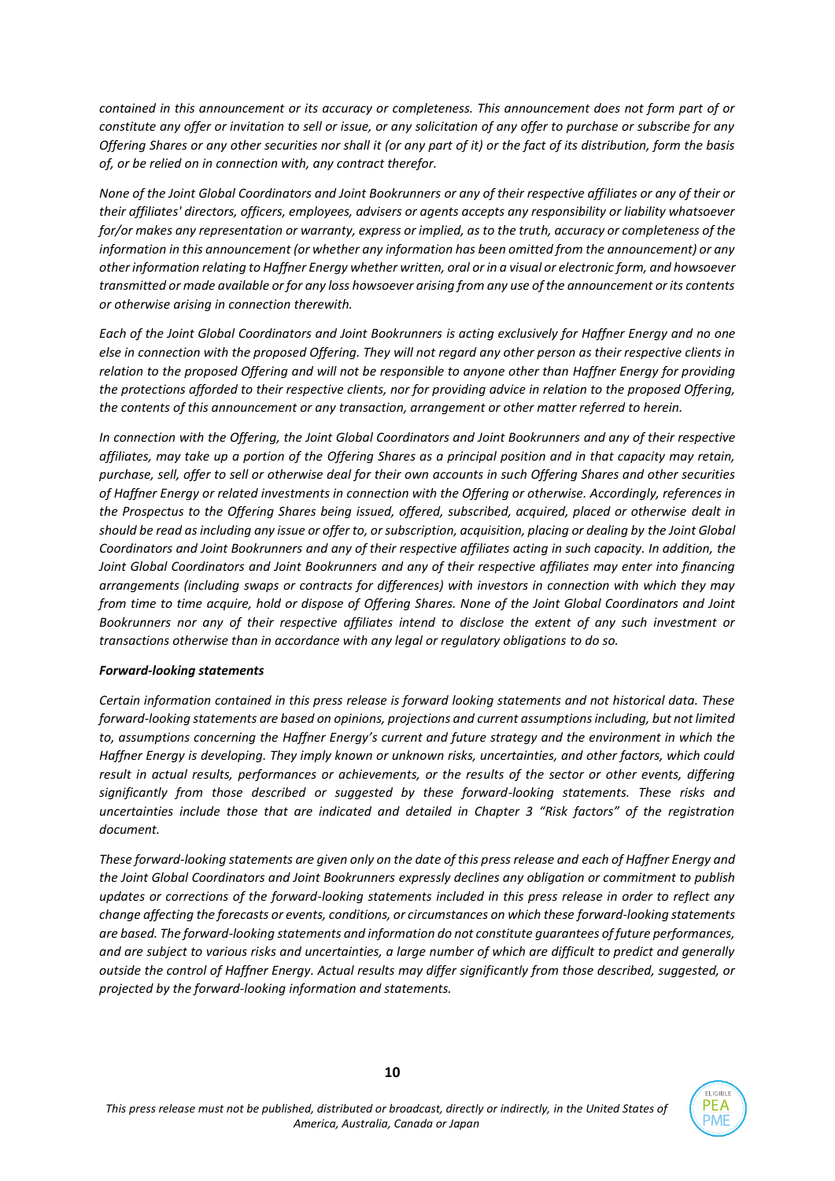*contained in this announcement or its accuracy or completeness. This announcement does not form part of or constitute any offer or invitation to sell or issue, or any solicitation of any offer to purchase or subscribe for any Offering Shares or any other securities nor shall it (or any part of it) or the fact of its distribution, form the basis of, or be relied on in connection with, any contract therefor.*

*None of the Joint Global Coordinators and Joint Bookrunners or any of their respective affiliates or any of their or their affiliates' directors, officers, employees, advisers or agents accepts any responsibility or liability whatsoever for/or makes any representation or warranty, express or implied, as to the truth, accuracy or completeness of the information in this announcement (or whether any information has been omitted from the announcement) or any other information relating to Haffner Energy whether written, oral or in a visual or electronic form, and howsoever transmitted or made available or for any loss howsoever arising from any use of the announcement or its contents or otherwise arising in connection therewith.*

*Each of the Joint Global Coordinators and Joint Bookrunners is acting exclusively for Haffner Energy and no one else in connection with the proposed Offering. They will not regard any other person as their respective clients in relation to the proposed Offering and will not be responsible to anyone other than Haffner Energy for providing the protections afforded to their respective clients, nor for providing advice in relation to the proposed Offering, the contents of this announcement or any transaction, arrangement or other matter referred to herein.*

*In connection with the Offering, the Joint Global Coordinators and Joint Bookrunners and any of their respective affiliates, may take up a portion of the Offering Shares as a principal position and in that capacity may retain, purchase, sell, offer to sell or otherwise deal for their own accounts in such Offering Shares and other securities of Haffner Energy or related investments in connection with the Offering or otherwise. Accordingly, references in the Prospectus to the Offering Shares being issued, offered, subscribed, acquired, placed or otherwise dealt in should be read as including any issue or offer to, or subscription, acquisition, placing or dealing by the Joint Global Coordinators and Joint Bookrunners and any of their respective affiliates acting in such capacity. In addition, the Joint Global Coordinators and Joint Bookrunners and any of their respective affiliates may enter into financing arrangements (including swaps or contracts for differences) with investors in connection with which they may from time to time acquire, hold or dispose of Offering Shares. None of the Joint Global Coordinators and Joint Bookrunners nor any of their respective affiliates intend to disclose the extent of any such investment or transactions otherwise than in accordance with any legal or regulatory obligations to do so.*

***Forward-looking statements***

*Certain information contained in this press release is forward looking statements and not historical data. These forward-looking statements are based on opinions, projections and current assumptions including, but not limited to, assumptions concerning the Haffner Energy's current and future strategy and the environment in which the Haffner Energy is developing. They imply known or unknown risks, uncertainties, and other factors, which could result in actual results, performances or achievements, or the results of the sector or other events, differing significantly from those described or suggested by these forward-looking statements. These risks and uncertainties include those that are indicated and detailed in Chapter 3 "Risk factors" of the registration document.*

*These forward-looking statements are given only on the date of this press release and each of Haffner Energy and the Joint Global Coordinators and Joint Bookrunners expressly declines any obligation or commitment to publish updates or corrections of the forward-looking statements included in this press release in order to reflect any change affecting the forecasts or events, conditions, or circumstances on which these forward-looking statements are based. The forward-looking statements and information do not constitute guarantees of future performances, and are subject to various risks and uncertainties, a large number of which are difficult to predict and generally outside the control of Haffner Energy. Actual results may differ significantly from those described, suggested, or projected by the forward-looking information and statements.*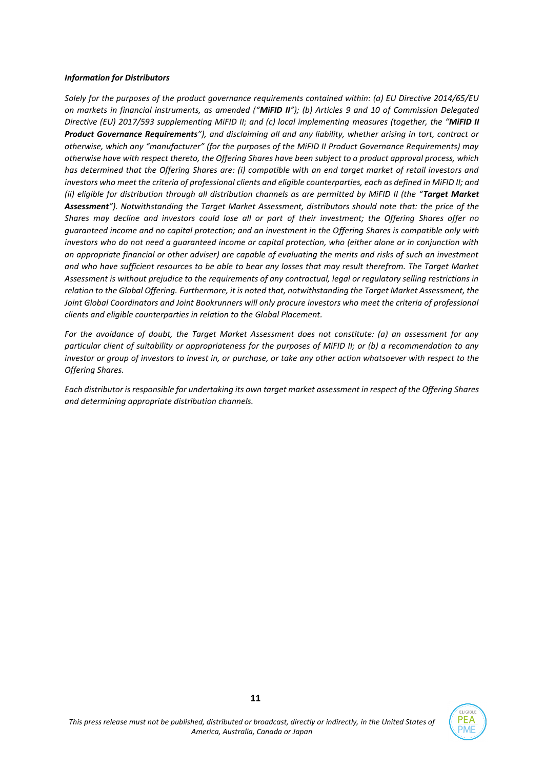***Information for Distributors***

*Solely for the purposes of the product governance requirements contained within: (a) EU Directive 2014/65/EU on markets in financial instruments, as amended ("**MiFID II**"); (b) Articles 9 and 10 of Commission Delegated Directive (EU) 2017/593 supplementing MiFID II; and (c) local implementing measures (together, the "**MiFID II Product Governance Requirements**"), and disclaiming all and any liability, whether arising in tort, contract or otherwise, which any "manufacturer" (for the purposes of the MiFID II Product Governance Requirements) may otherwise have with respect thereto, the Offering Shares have been subject to a product approval process, which has determined that the Offering Shares are: (i) compatible with an end target market of retail investors and investors who meet the criteria of professional clients and eligible counterparties, each as defined in MiFID II; and (ii) eligible for distribution through all distribution channels as are permitted by MiFID II (the "**Target Market Assessment**"). Notwithstanding the Target Market Assessment, distributors should note that: the price of the Shares may decline and investors could lose all or part of their investment; the Offering Shares offer no guaranteed income and no capital protection; and an investment in the Offering Shares is compatible only with investors who do not need a guaranteed income or capital protection, who (either alone or in conjunction with an appropriate financial or other adviser) are capable of evaluating the merits and risks of such an investment and who have sufficient resources to be able to bear any losses that may result therefrom. The Target Market Assessment is without prejudice to the requirements of any contractual, legal or regulatory selling restrictions in relation to the Global Offering. Furthermore, it is noted that, notwithstanding the Target Market Assessment, the Joint Global Coordinators and Joint Bookrunners will only procure investors who meet the criteria of professional clients and eligible counterparties in relation to the Global Placement.*

*For the avoidance of doubt, the Target Market Assessment does not constitute: (a) an assessment for any particular client of suitability or appropriateness for the purposes of MiFID II; or (b) a recommendation to any investor or group of investors to invest in, or purchase, or take any other action whatsoever with respect to the Offering Shares.*

*Each distributor is responsible for undertaking its own target market assessment in respect of the Offering Shares and determining appropriate distribution channels.*